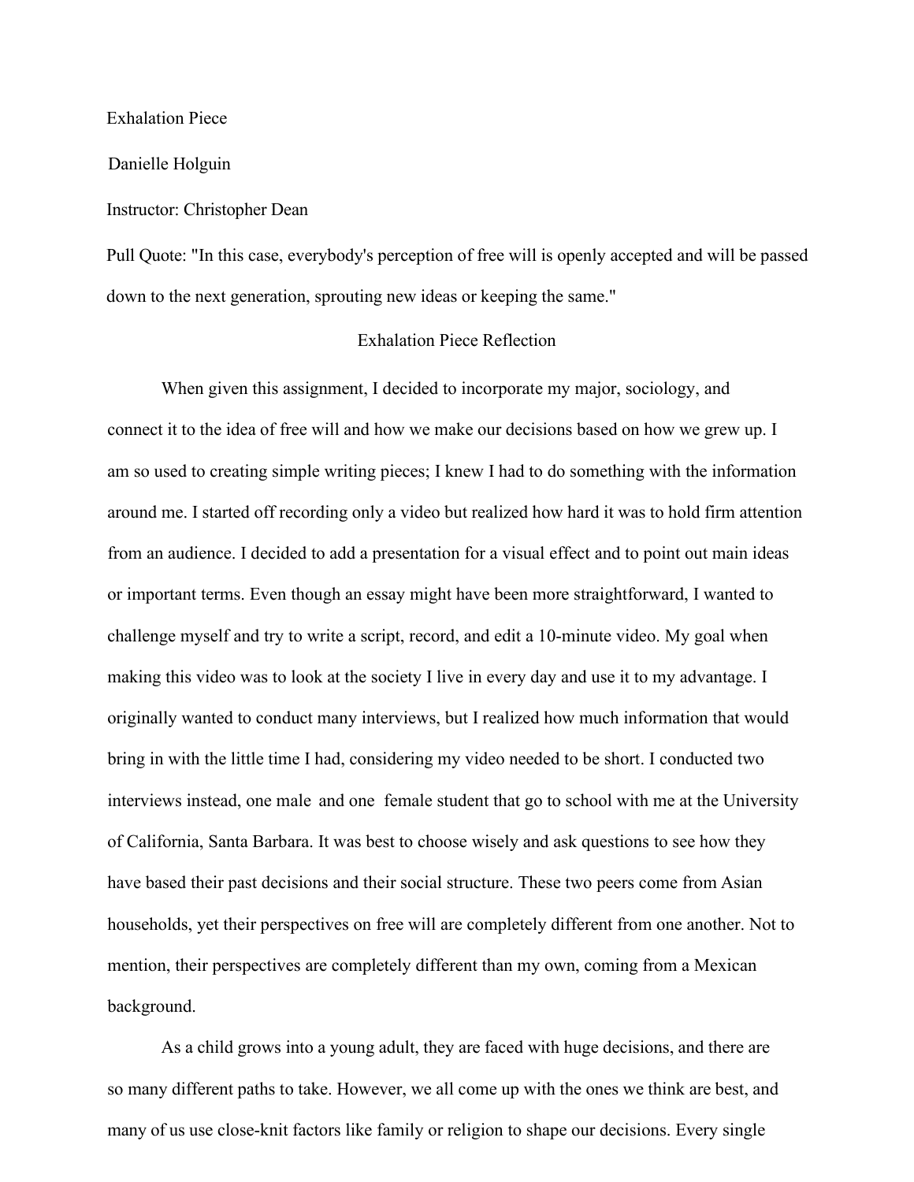Exhalation Piece

Danielle Holguin

Instructor: Christopher Dean

Pull Quote: "In this case, everybody's perception of free will is openly accepted and will be passed down to the next generation, sprouting new ideas or keeping the same."

## Exhalation Piece Reflection

When given this assignment, I decided to incorporate my major, sociology, and connect it to the idea of free will and how we make our decisions based on how we grew up. I am so used to creating simple writing pieces; I knew I had to do something with the information around me. I started off recording only a video but realized how hard it was to hold firm attention from an audience. I decided to add a presentation for a visual effect and to point out main ideas or important terms. Even though an essay might have been more straightforward, I wanted to challenge myself and try to write a script, record, and edit a 10-minute video. My goal when making this video was to look at the society I live in every day and use it to my advantage. I originally wanted to conduct many interviews, but I realized how much information that would bring in with the little time I had, considering my video needed to be short. I conducted two interviews instead, one male and one female student that go to school with me at the University of California, Santa Barbara. It was best to choose wisely and ask questions to see how they have based their past decisions and their social structure. These two peers come from Asian households, yet their perspectives on free will are completely different from one another. Not to mention, their perspectives are completely different than my own, coming from a Mexican background.

As a child grows into a young adult, they are faced with huge decisions, and there are so many different paths to take. However, we all come up with the ones we think are best, and many of us use close-knit factors like family or religion to shape our decisions. Every single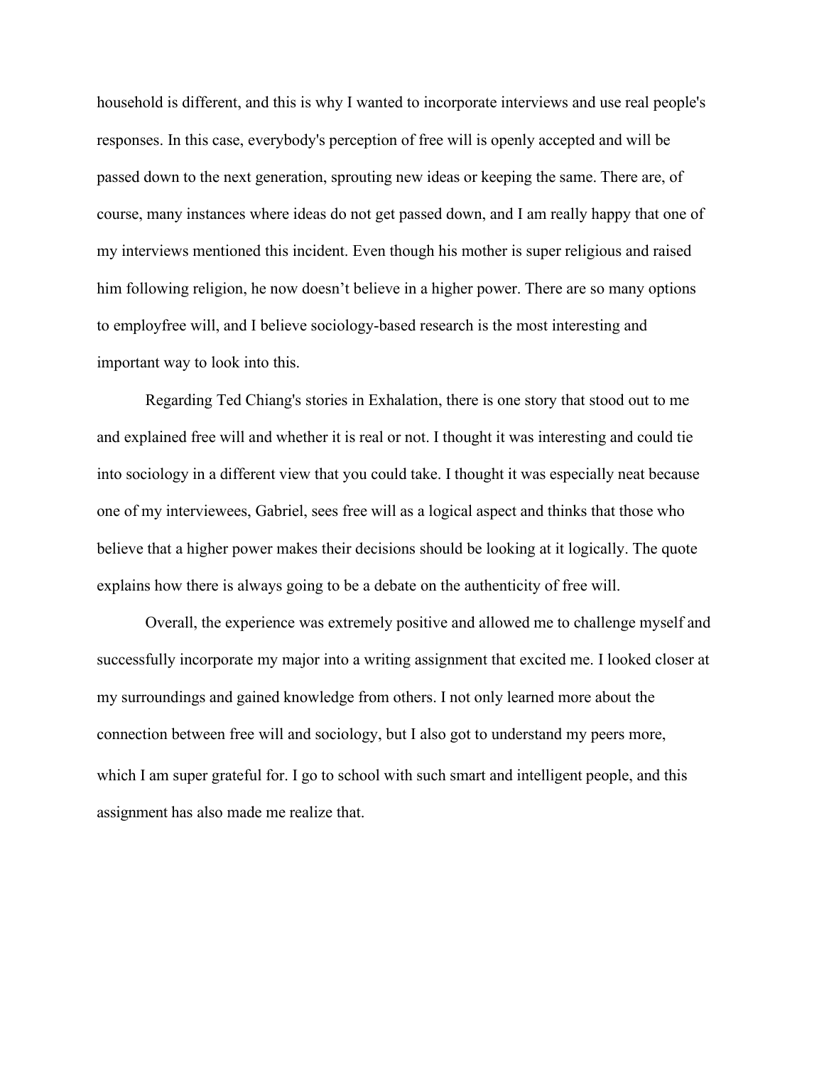household is different, and this is why I wanted to incorporate interviews and use real people's responses. In this case, everybody's perception of free will is openly accepted and will be passed down to the next generation, sprouting new ideas or keeping the same. There are, of course, many instances where ideas do not get passed down, and I am really happy that one of my interviews mentioned this incident. Even though his mother is super religious and raised him following religion, he now doesn't believe in a higher power. There are so many options to employfree will, and I believe sociology-based research is the most interesting and important way to look into this.

Regarding Ted Chiang's stories in Exhalation, there is one story that stood out to me and explained free will and whether it is real or not. I thought it was interesting and could tie into sociology in a different view that you could take. I thought it was especially neat because one of my interviewees, Gabriel, sees free will as a logical aspect and thinks that those who believe that a higher power makes their decisions should be looking at it logically. The quote explains how there is always going to be a debate on the authenticity of free will.

Overall, the experience was extremely positive and allowed me to challenge myself and successfully incorporate my major into a writing assignment that excited me. I looked closer at my surroundings and gained knowledge from others. I not only learned more about the connection between free will and sociology, but I also got to understand my peers more, which I am super grateful for. I go to school with such smart and intelligent people, and this assignment has also made me realize that.